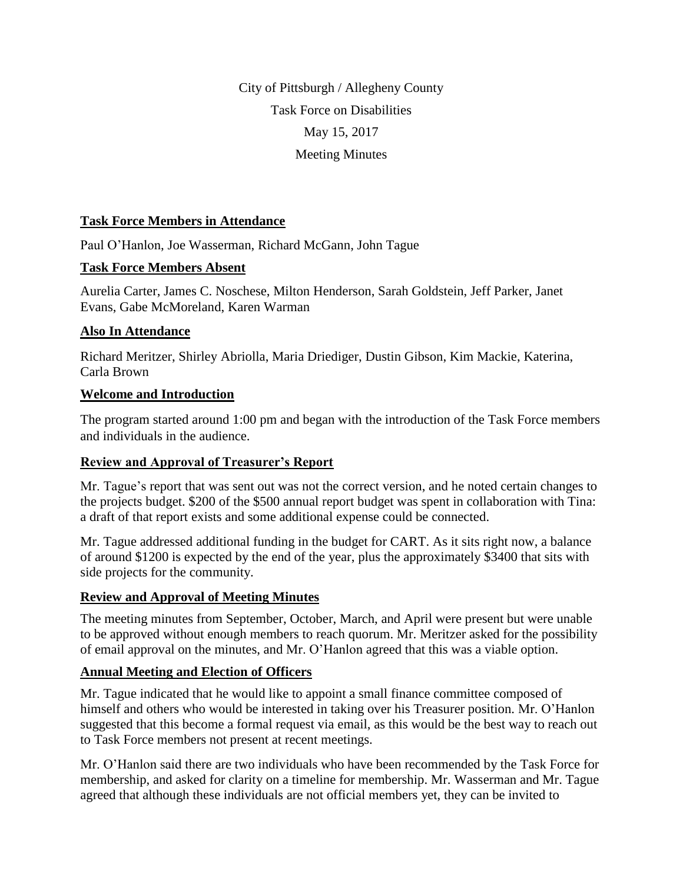City of Pittsburgh / Allegheny County

Task Force on Disabilities

May 15, 2017

Meeting Minutes

## Task Force Members in Attendance

Paul O'Hanlon, Joe Wasserman, Richard McGann, John Tague

## Task Force Members Absent

Aurelia Carter, James C. Noschese, Milton Henderson, Sarah Goldstein, Jeff Parker, Janet Evans, Gabe McMoreland, Karen Warman

## Also In Attendance

Richard Meritzer, Shirley Abriolla, Maria Driediger, Dustin Gibson, Kim Mackie, Katerina, Carla Brown

## Welcome and Introduction

The program started around 1:00 pm and began with the introduction of the Task Force members and individuals in the audience.

## Review and Approval of Treasurer's Report

Mr. Tague's report that was sent out was not the correct version, and he noted certain changes to the projects budget. $200 of the $500 annual report budget was spent in collaboration with Tina: a draft of that report exists and some additional expense could be connected.

Mr. Tague addressed additional funding in the budget for CART. As it sits right now, a balance of around $1200 is expected by the end of the year, plus the approximately $3400 that sits with side projects for the community.

## Review and Approval of Meeting Minutes

The meeting minutes from September, October, March, and April were present but were unable to be approved without enough members to reach quorum. Mr. Meritzer asked for the possibility of email approval on the minutes, and Mr. O'Hanlon agreed that this was a viable option.

## Annual Meeting and Election of Officers

Mr. Tague indicated that he would like to appoint a small finance committee composed of himself and others who would be interested in taking over his Treasurer position. Mr. O'Hanlon suggested that this become a formal request via email, as this would be the best way to reach out to Task Force members not present at recent meetings.

Mr. O'Hanlon said there are two individuals who have been recommended by the Task Force for membership, and asked for clarity on a timeline for membership. Mr. Wasserman and Mr. Tague agreed that although these individuals are not official members yet, they can be invited to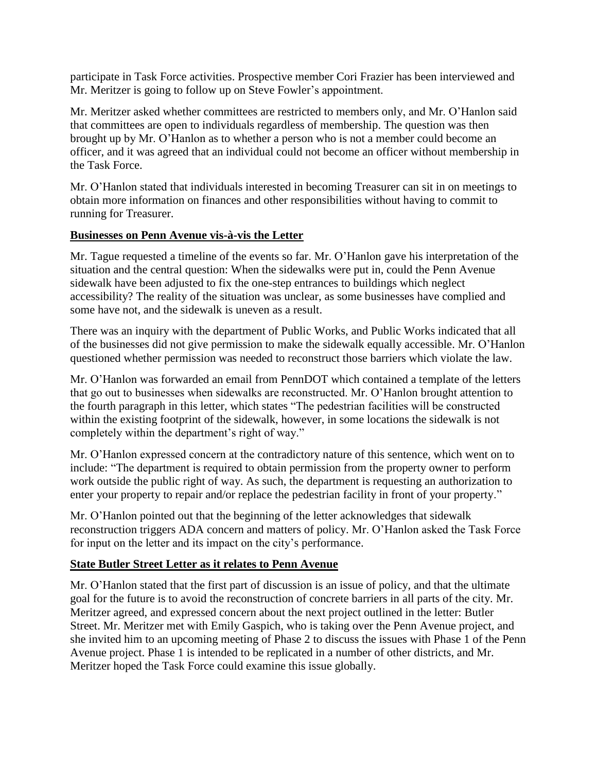participate in Task Force activities. Prospective member Cori Frazier has been interviewed and Mr. Meritzer is going to follow up on Steve Fowler's appointment.

Mr. Meritzer asked whether committees are restricted to members only, and Mr. O'Hanlon said that committees are open to individuals regardless of membership. The question was then brought up by Mr. O'Hanlon as to whether a person who is not a member could become an officer, and it was agreed that an individual could not become an officer without membership in the Task Force.

Mr. O'Hanlon stated that individuals interested in becoming Treasurer can sit in on meetings to obtain more information on finances and other responsibilities without having to commit to running for Treasurer.

## Businesses on Penn Avenue vis-à-vis the Letter

Mr. Tague requested a timeline of the events so far. Mr. O'Hanlon gave his interpretation of the situation and the central question: When the sidewalks were put in, could the Penn Avenue sidewalk have been adjusted to fix the one-step entrances to buildings which neglect accessibility? The reality of the situation was unclear, as some businesses have complied and some have not, and the sidewalk is uneven as a result.

There was an inquiry with the department of Public Works, and Public Works indicated that all of the businesses did not give permission to make the sidewalk equally accessible. Mr. O'Hanlon questioned whether permission was needed to reconstruct those barriers which violate the law.

Mr. O'Hanlon was forwarded an email from PennDOT which contained a template of the letters that go out to businesses when sidewalks are reconstructed. Mr. O'Hanlon brought attention to the fourth paragraph in this letter, which states "The pedestrian facilities will be constructed within the existing footprint of the sidewalk, however, in some locations the sidewalk is not completely within the department's right of way."

Mr. O'Hanlon expressed concern at the contradictory nature of this sentence, which went on to include: "The department is required to obtain permission from the property owner to perform work outside the public right of way. As such, the department is requesting an authorization to enter your property to repair and/or replace the pedestrian facility in front of your property."

Mr. O'Hanlon pointed out that the beginning of the letter acknowledges that sidewalk reconstruction triggers ADA concern and matters of policy. Mr. O'Hanlon asked the Task Force for input on the letter and its impact on the city's performance.

## State Butler Street Letter as it relates to Penn Avenue

Mr. O'Hanlon stated that the first part of discussion is an issue of policy, and that the ultimate goal for the future is to avoid the reconstruction of concrete barriers in all parts of the city. Mr. Meritzer agreed, and expressed concern about the next project outlined in the letter: Butler Street. Mr. Meritzer met with Emily Gaspich, who is taking over the Penn Avenue project, and she invited him to an upcoming meeting of Phase 2 to discuss the issues with Phase 1 of the Penn Avenue project. Phase 1 is intended to be replicated in a number of other districts, and Mr. Meritzer hoped the Task Force could examine this issue globally.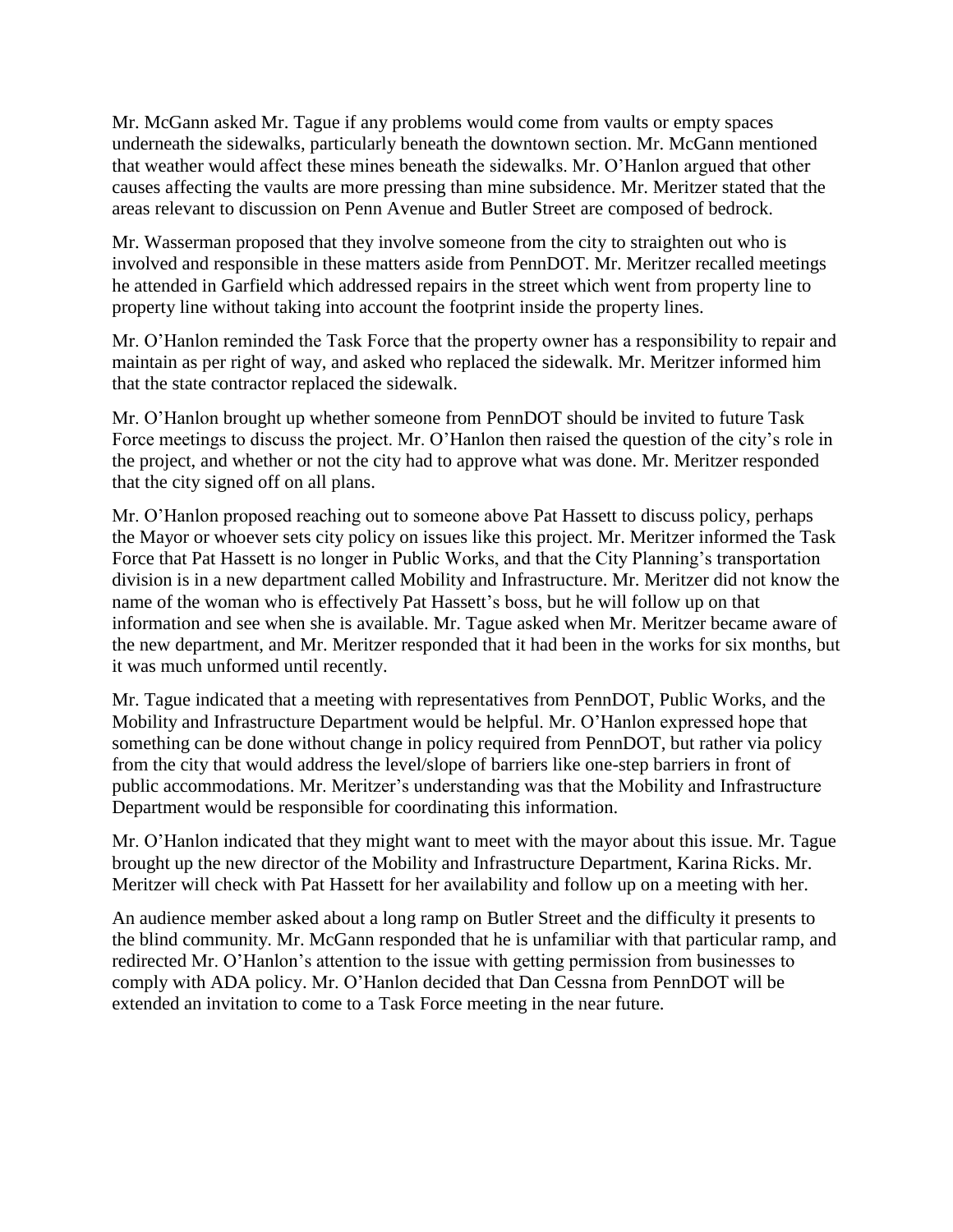Mr. McGann asked Mr. Tague if any problems would come from vaults or empty spaces underneath the sidewalks, particularly beneath the downtown section. Mr. McGann mentioned that weather would affect these mines beneath the sidewalks. Mr. O'Hanlon argued that other causes affecting the vaults are more pressing than mine subsidence. Mr. Meritzer stated that the areas relevant to discussion on Penn Avenue and Butler Street are composed of bedrock.

Mr. Wasserman proposed that they involve someone from the city to straighten out who is involved and responsible in these matters aside from PennDOT. Mr. Meritzer recalled meetings he attended in Garfield which addressed repairs in the street which went from property line to property line without taking into account the footprint inside the property lines.

Mr. O'Hanlon reminded the Task Force that the property owner has a responsibility to repair and maintain as per right of way, and asked who replaced the sidewalk. Mr. Meritzer informed him that the state contractor replaced the sidewalk.

Mr. O'Hanlon brought up whether someone from PennDOT should be invited to future Task Force meetings to discuss the project. Mr. O'Hanlon then raised the question of the city's role in the project, and whether or not the city had to approve what was done. Mr. Meritzer responded that the city signed off on all plans.

Mr. O'Hanlon proposed reaching out to someone above Pat Hassett to discuss policy, perhaps the Mayor or whoever sets city policy on issues like this project. Mr. Meritzer informed the Task Force that Pat Hassett is no longer in Public Works, and that the City Planning's transportation division is in a new department called Mobility and Infrastructure. Mr. Meritzer did not know the name of the woman who is effectively Pat Hassett's boss, but he will follow up on that information and see when she is available. Mr. Tague asked when Mr. Meritzer became aware of the new department, and Mr. Meritzer responded that it had been in the works for six months, but it was much unformed until recently.

Mr. Tague indicated that a meeting with representatives from PennDOT, Public Works, and the Mobility and Infrastructure Department would be helpful. Mr. O'Hanlon expressed hope that something can be done without change in policy required from PennDOT, but rather via policy from the city that would address the level/slope of barriers like one-step barriers in front of public accommodations. Mr. Meritzer's understanding was that the Mobility and Infrastructure Department would be responsible for coordinating this information.

Mr. O'Hanlon indicated that they might want to meet with the mayor about this issue. Mr. Tague brought up the new director of the Mobility and Infrastructure Department, Karina Ricks. Mr. Meritzer will check with Pat Hassett for her availability and follow up on a meeting with her.

An audience member asked about a long ramp on Butler Street and the difficulty it presents to the blind community. Mr. McGann responded that he is unfamiliar with that particular ramp, and redirected Mr. O'Hanlon's attention to the issue with getting permission from businesses to comply with ADA policy. Mr. O'Hanlon decided that Dan Cessna from PennDOT will be extended an invitation to come to a Task Force meeting in the near future.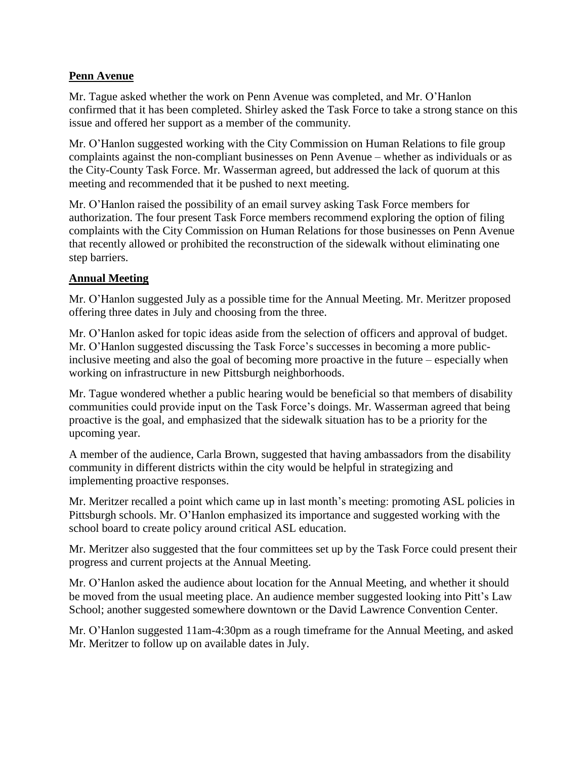## Penn Avenue

Mr. Tague asked whether the work on Penn Avenue was completed, and Mr. O'Hanlon confirmed that it has been completed. Shirley asked the Task Force to take a strong stance on this issue and offered her support as a member of the community.

Mr. O'Hanlon suggested working with the City Commission on Human Relations to file group complaints against the non-compliant businesses on Penn Avenue – whether as individuals or as the City-County Task Force. Mr. Wasserman agreed, but addressed the lack of quorum at this meeting and recommended that it be pushed to next meeting.

Mr. O'Hanlon raised the possibility of an email survey asking Task Force members for authorization. The four present Task Force members recommend exploring the option of filing complaints with the City Commission on Human Relations for those businesses on Penn Avenue that recently allowed or prohibited the reconstruction of the sidewalk without eliminating one step barriers.

## Annual Meeting

Mr. O'Hanlon suggested July as a possible time for the Annual Meeting. Mr. Meritzer proposed offering three dates in July and choosing from the three.

Mr. O'Hanlon asked for topic ideas aside from the selection of officers and approval of budget. Mr. O'Hanlon suggested discussing the Task Force's successes in becoming a more public-inclusive meeting and also the goal of becoming more proactive in the future – especially when working on infrastructure in new Pittsburgh neighborhoods.

Mr. Tague wondered whether a public hearing would be beneficial so that members of disability communities could provide input on the Task Force's doings. Mr. Wasserman agreed that being proactive is the goal, and emphasized that the sidewalk situation has to be a priority for the upcoming year.

A member of the audience, Carla Brown, suggested that having ambassadors from the disability community in different districts within the city would be helpful in strategizing and implementing proactive responses.

Mr. Meritzer recalled a point which came up in last month's meeting: promoting ASL policies in Pittsburgh schools. Mr. O'Hanlon emphasized its importance and suggested working with the school board to create policy around critical ASL education.

Mr. Meritzer also suggested that the four committees set up by the Task Force could present their progress and current projects at the Annual Meeting.

Mr. O'Hanlon asked the audience about location for the Annual Meeting, and whether it should be moved from the usual meeting place. An audience member suggested looking into Pitt's Law School; another suggested somewhere downtown or the David Lawrence Convention Center.

Mr. O'Hanlon suggested 11am-4:30pm as a rough timeframe for the Annual Meeting, and asked Mr. Meritzer to follow up on available dates in July.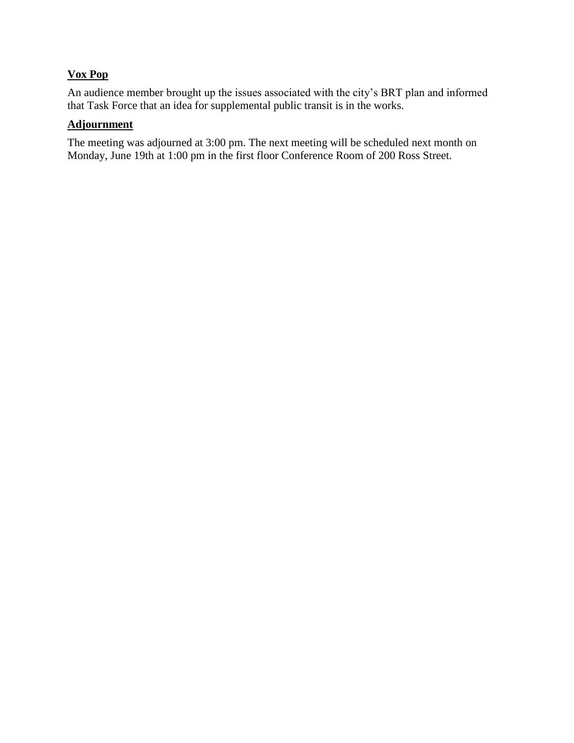**Vox Pop**

An audience member brought up the issues associated with the city's BRT plan and informed that Task Force that an idea for supplemental public transit is in the works.

**Adjournment**

The meeting was adjourned at 3:00 pm. The next meeting will be scheduled next month on Monday, June 19th at 1:00 pm in the first floor Conference Room of 200 Ross Street.